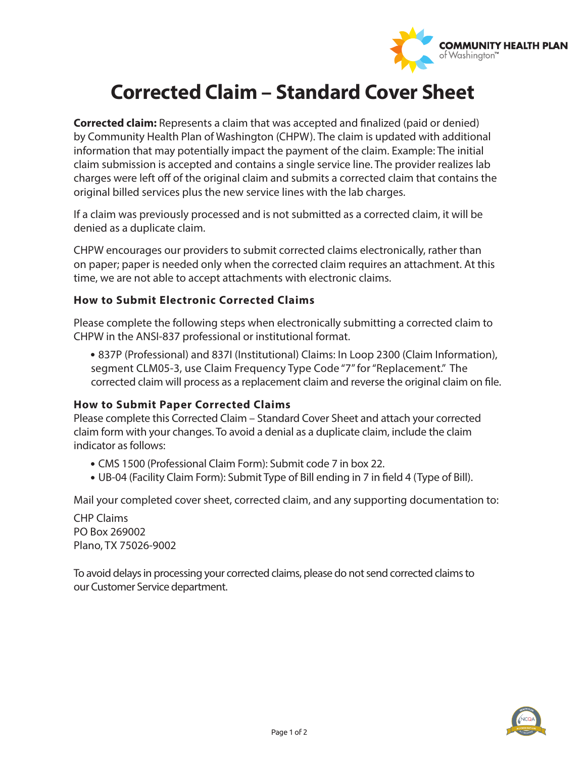# Corrected Claim – Standard Cover Sheet

**Corrected claim:** Represents a claim that was accepted and finalized (paid or denied) by Community Health Plan of Washington (CHPW). The claim is updated with additional information that may potentially impact the payment of the claim. Example: The initial claim submission is accepted and contains a single service line. The provider realizes lab charges were left off of the original claim and submits a corrected claim that contains the original billed services plus the new service lines with the lab charges.

If a claim was previously processed and is not submitted as a corrected claim, it will be denied as a duplicate claim.

CHPW encourages our providers to submit corrected claims electronically, rather than on paper; paper is needed only when the corrected claim requires an attachment. At this time, we are not able to accept attachments with electronic claims.

### How to Submit Electronic Corrected Claims

Please complete the following steps when electronically submitting a corrected claim to CHPW in the ANSI-837 professional or institutional format.

- 837P (Professional) and 837I (Institutional) Claims: In Loop 2300 (Claim Information), segment CLM05-3, use Claim Frequency Type Code "7" for "Replacement." The corrected claim will process as a replacement claim and reverse the original claim on file.

### How to Submit Paper Corrected Claims

Please complete this Corrected Claim – Standard Cover Sheet and attach your corrected claim form with your changes. To avoid a denial as a duplicate claim, include the claim indicator as follows:

- CMS 1500 (Professional Claim Form): Submit code 7 in box 22.
- UB-04 (Facility Claim Form): Submit Type of Bill ending in 7 in field 4 (Type of Bill).

Mail your completed cover sheet, corrected claim, and any supporting documentation to:

CHP Claims
PO Box 269002
Plano, TX 75026-9002

To avoid delays in processing your corrected claims, please do not send corrected claims to our Customer Service department.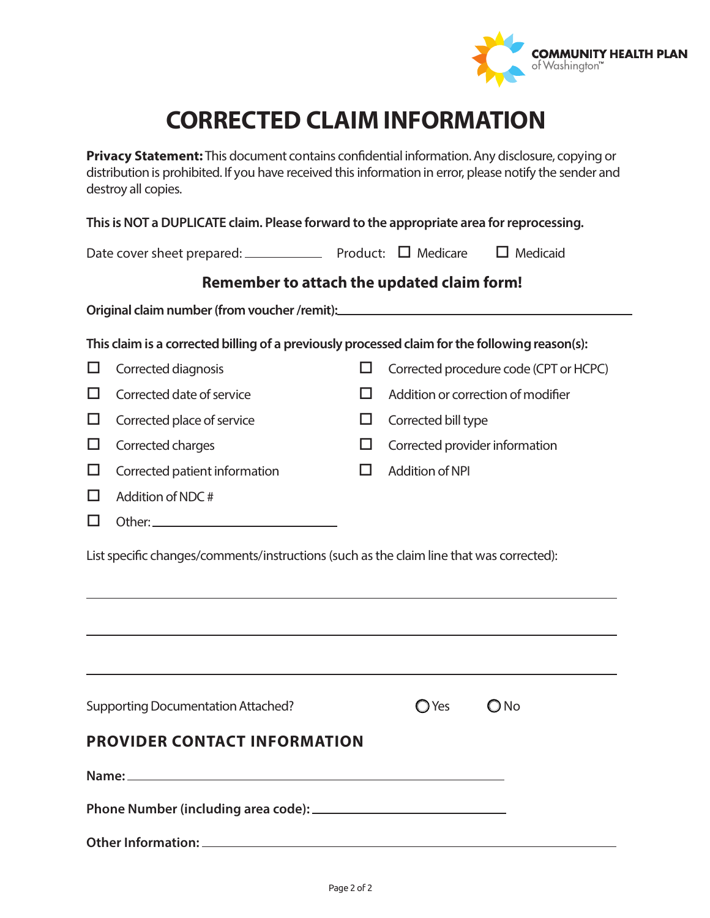COMMUNITY HEALTH PLAN of Washington™

# CORRECTED CLAIM INFORMATION

**Privacy Statement:** This document contains confidential information. Any disclosure, copying or distribution is prohibited. If you have received this information in error, please notify the sender and destroy all copies.

**This is NOT a DUPLICATE claim. Please forward to the appropriate area for reprocessing.**

Date cover sheet prepared: ____________ Product: ☐ Medicare ☐ Medicaid

**Remember to attach the updated claim form!**

**Original claim number (from voucher /remit):** ______________________________

**This claim is a corrected billing of a previously processed claim for the following reason(s):**

- ☐ Corrected diagnosis
- ☐ Corrected date of service
- ☐ Corrected place of service
- ☐ Corrected charges
- ☐ Corrected patient information
- ☐ Addition of NDC #
- ☐ Other: ______________________
- ☐ Corrected procedure code (CPT or HCPC)
- ☐ Addition or correction of modifier
- ☐ Corrected bill type
- ☐ Corrected provider information
- ☐ Addition of NPI

List specific changes/comments/instructions (such as the claim line that was corrected):

______________________________________________________________

______________________________________________________________

______________________________________________________________

Supporting Documentation Attached? ○ Yes ○ No

## PROVIDER CONTACT INFORMATION

**Name:** ______________________________

**Phone Number (including area code):** ______________________

**Other Information:** ______________________________